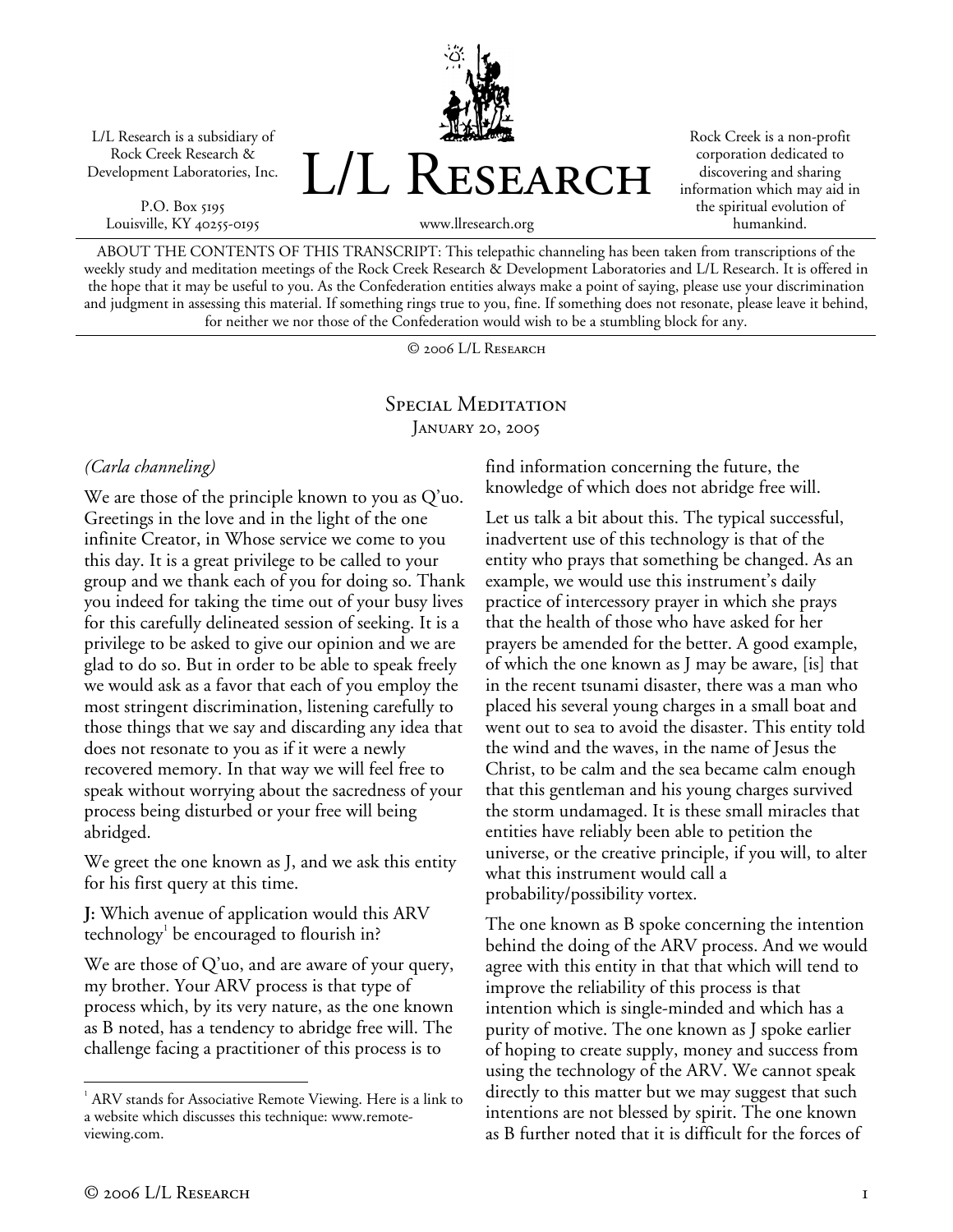L/L Research is a subsidiary of Rock Creek Research & Development Laboratories, Inc.

P.O. Box 5195
Louisville, KY 40255-0195

# L/L Research

www.llresearch.org

Rock Creek is a non-profit corporation dedicated to discovering and sharing information which may aid in the spiritual evolution of humankind.

ABOUT THE CONTENTS OF THIS TRANSCRIPT: This telepathic channeling has been taken from transcriptions of the weekly study and meditation meetings of the Rock Creek Research & Development Laboratories and L/L Research. It is offered in the hope that it may be useful to you. As the Confederation entities always make a point of saying, please use your discrimination and judgment in assessing this material. If something rings true to you, fine. If something does not resonate, please leave it behind, for neither we nor those of the Confederation would wish to be a stumbling block for any.

© 2006 L/L Research

## Special Meditation
January 20, 2005

*(Carla channeling)*

We are those of the principle known to you as Q'uo. Greetings in the love and in the light of the one infinite Creator, in Whose service we come to you this day. It is a great privilege to be called to your group and we thank each of you for doing so. Thank you indeed for taking the time out of your busy lives for this carefully delineated session of seeking. It is a privilege to be asked to give our opinion and we are glad to do so. But in order to be able to speak freely we would ask as a favor that each of you employ the most stringent discrimination, listening carefully to those things that we say and discarding any idea that does not resonate to you as if it were a newly recovered memory. In that way we will feel free to speak without worrying about the sacredness of your process being disturbed or your free will being abridged.

We greet the one known as J, and we ask this entity for his first query at this time.

**J:** Which avenue of application would this ARV technology[1] be encouraged to flourish in?

We are those of Q'uo, and are aware of your query, my brother. Your ARV process is that type of process which, by its very nature, as the one known as B noted, has a tendency to abridge free will. The challenge facing a practitioner of this process is to find information concerning the future, the knowledge of which does not abridge free will.

Let us talk a bit about this. The typical successful, inadvertent use of this technology is that of the entity who prays that something be changed. As an example, we would use this instrument's daily practice of intercessory prayer in which she prays that the health of those who have asked for her prayers be amended for the better. A good example, of which the one known as J may be aware, [is] that in the recent tsunami disaster, there was a man who placed his several young charges in a small boat and went out to sea to avoid the disaster. This entity told the wind and the waves, in the name of Jesus the Christ, to be calm and the sea became calm enough that this gentleman and his young charges survived the storm undamaged. It is these small miracles that entities have reliably been able to petition the universe, or the creative principle, if you will, to alter what this instrument would call a probability/possibility vortex.

The one known as B spoke concerning the intention behind the doing of the ARV process. And we would agree with this entity in that that which will tend to improve the reliability of this process is that intention which is single-minded and which has a purity of motive. The one known as J spoke earlier of hoping to create supply, money and success from using the technology of the ARV. We cannot speak directly to this matter but we may suggest that such intentions are not blessed by spirit. The one known as B further noted that it is difficult for the forces of

[1] ARV stands for Associative Remote Viewing. Here is a link to a website which discusses this technique: www.remote-viewing.com.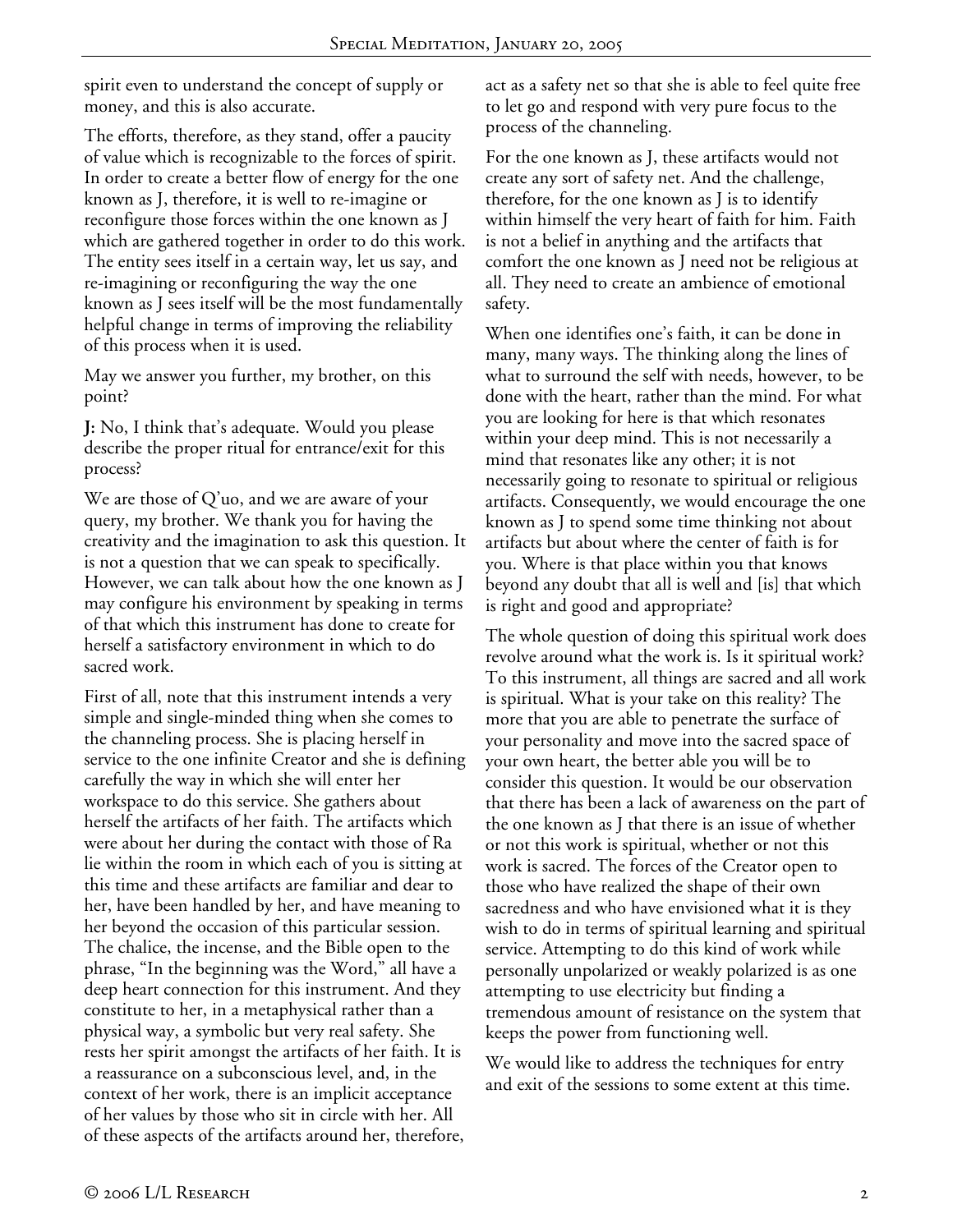spirit even to understand the concept of supply or money, and this is also accurate.

The efforts, therefore, as they stand, offer a paucity of value which is recognizable to the forces of spirit. In order to create a better flow of energy for the one known as J, therefore, it is well to re-imagine or reconfigure those forces within the one known as J which are gathered together in order to do this work. The entity sees itself in a certain way, let us say, and re-imagining or reconfiguring the way the one known as J sees itself will be the most fundamentally helpful change in terms of improving the reliability of this process when it is used.

May we answer you further, my brother, on this point?

**J:** No, I think that's adequate. Would you please describe the proper ritual for entrance/exit for this process?

We are those of Q'uo, and we are aware of your query, my brother. We thank you for having the creativity and the imagination to ask this question. It is not a question that we can speak to specifically. However, we can talk about how the one known as J may configure his environment by speaking in terms of that which this instrument has done to create for herself a satisfactory environment in which to do sacred work.

First of all, note that this instrument intends a very simple and single-minded thing when she comes to the channeling process. She is placing herself in service to the one infinite Creator and she is defining carefully the way in which she will enter her workspace to do this service. She gathers about herself the artifacts of her faith. The artifacts which were about her during the contact with those of Ra lie within the room in which each of you is sitting at this time and these artifacts are familiar and dear to her, have been handled by her, and have meaning to her beyond the occasion of this particular session. The chalice, the incense, and the Bible open to the phrase, "In the beginning was the Word," all have a deep heart connection for this instrument. And they constitute to her, in a metaphysical rather than a physical way, a symbolic but very real safety. She rests her spirit amongst the artifacts of her faith. It is a reassurance on a subconscious level, and, in the context of her work, there is an implicit acceptance of her values by those who sit in circle with her. All of these aspects of the artifacts around her, therefore, act as a safety net so that she is able to feel quite free to let go and respond with very pure focus to the process of the channeling.

For the one known as J, these artifacts would not create any sort of safety net. And the challenge, therefore, for the one known as J is to identify within himself the very heart of faith for him. Faith is not a belief in anything and the artifacts that comfort the one known as J need not be religious at all. They need to create an ambience of emotional safety.

When one identifies one's faith, it can be done in many, many ways. The thinking along the lines of what to surround the self with needs, however, to be done with the heart, rather than the mind. For what you are looking for here is that which resonates within your deep mind. This is not necessarily a mind that resonates like any other; it is not necessarily going to resonate to spiritual or religious artifacts. Consequently, we would encourage the one known as J to spend some time thinking not about artifacts but about where the center of faith is for you. Where is that place within you that knows beyond any doubt that all is well and [is] that which is right and good and appropriate?

The whole question of doing this spiritual work does revolve around what the work is. Is it spiritual work? To this instrument, all things are sacred and all work is spiritual. What is your take on this reality? The more that you are able to penetrate the surface of your personality and move into the sacred space of your own heart, the better able you will be to consider this question. It would be our observation that there has been a lack of awareness on the part of the one known as J that there is an issue of whether or not this work is spiritual, whether or not this work is sacred. The forces of the Creator open to those who have realized the shape of their own sacredness and who have envisioned what it is they wish to do in terms of spiritual learning and spiritual service. Attempting to do this kind of work while personally unpolarized or weakly polarized is as one attempting to use electricity but finding a tremendous amount of resistance on the system that keeps the power from functioning well.

We would like to address the techniques for entry and exit of the sessions to some extent at this time.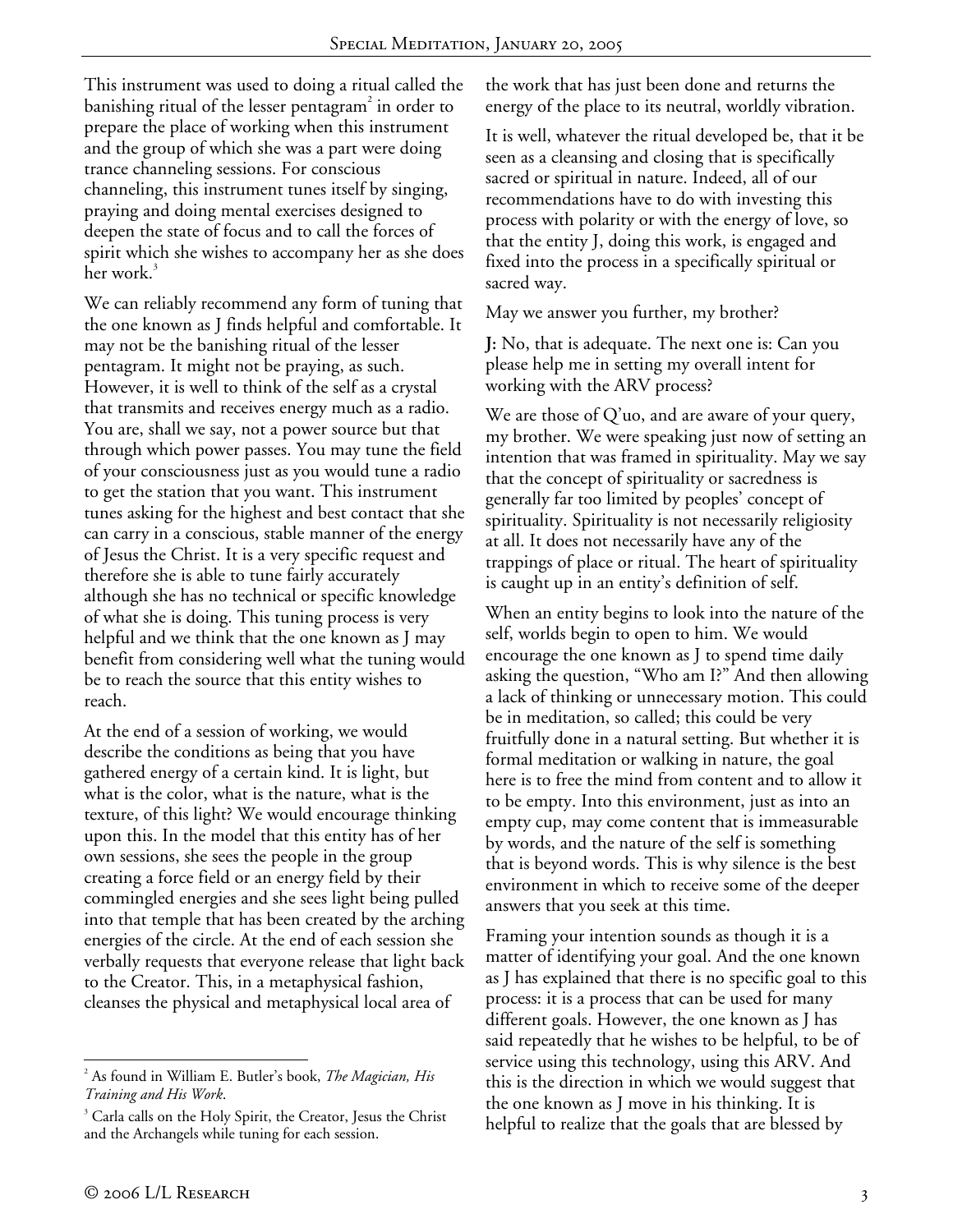This instrument was used to doing a ritual called the banishing ritual of the lesser pentagram[2] in order to prepare the place of working when this instrument and the group of which she was a part were doing trance channeling sessions. For conscious channeling, this instrument tunes itself by singing, praying and doing mental exercises designed to deepen the state of focus and to call the forces of spirit which she wishes to accompany her as she does her work.[3]

We can reliably recommend any form of tuning that the one known as J finds helpful and comfortable. It may not be the banishing ritual of the lesser pentagram. It might not be praying, as such. However, it is well to think of the self as a crystal that transmits and receives energy much as a radio. You are, shall we say, not a power source but that through which power passes. You may tune the field of your consciousness just as you would tune a radio to get the station that you want. This instrument tunes asking for the highest and best contact that she can carry in a conscious, stable manner of the energy of Jesus the Christ. It is a very specific request and therefore she is able to tune fairly accurately although she has no technical or specific knowledge of what she is doing. This tuning process is very helpful and we think that the one known as J may benefit from considering well what the tuning would be to reach the source that this entity wishes to reach.

At the end of a session of working, we would describe the conditions as being that you have gathered energy of a certain kind. It is light, but what is the color, what is the nature, what is the texture, of this light? We would encourage thinking upon this. In the model that this entity has of her own sessions, she sees the people in the group creating a force field or an energy field by their commingled energies and she sees light being pulled into that temple that has been created by the arching energies of the circle. At the end of each session she verbally requests that everyone release that light back to the Creator. This, in a metaphysical fashion, cleanses the physical and metaphysical local area of the work that has just been done and returns the energy of the place to its neutral, worldly vibration.

It is well, whatever the ritual developed be, that it be seen as a cleansing and closing that is specifically sacred or spiritual in nature. Indeed, all of our recommendations have to do with investing this process with polarity or with the energy of love, so that the entity J, doing this work, is engaged and fixed into the process in a specifically spiritual or sacred way.

May we answer you further, my brother?

**J:** No, that is adequate. The next one is: Can you please help me in setting my overall intent for working with the ARV process?

We are those of Q'uo, and are aware of your query, my brother. We were speaking just now of setting an intention that was framed in spirituality. May we say that the concept of spirituality or sacredness is generally far too limited by peoples' concept of spirituality. Spirituality is not necessarily religiosity at all. It does not necessarily have any of the trappings of place or ritual. The heart of spirituality is caught up in an entity's definition of self.

When an entity begins to look into the nature of the self, worlds begin to open to him. We would encourage the one known as J to spend time daily asking the question, "Who am I?" And then allowing a lack of thinking or unnecessary motion. This could be in meditation, so called; this could be very fruitfully done in a natural setting. But whether it is formal meditation or walking in nature, the goal here is to free the mind from content and to allow it to be empty. Into this environment, just as into an empty cup, may come content that is immeasurable by words, and the nature of the self is something that is beyond words. This is why silence is the best environment in which to receive some of the deeper answers that you seek at this time.

Framing your intention sounds as though it is a matter of identifying your goal. And the one known as J has explained that there is no specific goal to this process: it is a process that can be used for many different goals. However, the one known as J has said repeatedly that he wishes to be helpful, to be of service using this technology, using this ARV. And this is the direction in which we would suggest that the one known as J move in his thinking. It is helpful to realize that the goals that are blessed by

---

[2] As found in William E. Butler's book, *The Magician, His Training and His Work*.

[3] Carla calls on the Holy Spirit, the Creator, Jesus the Christ and the Archangels while tuning for each session.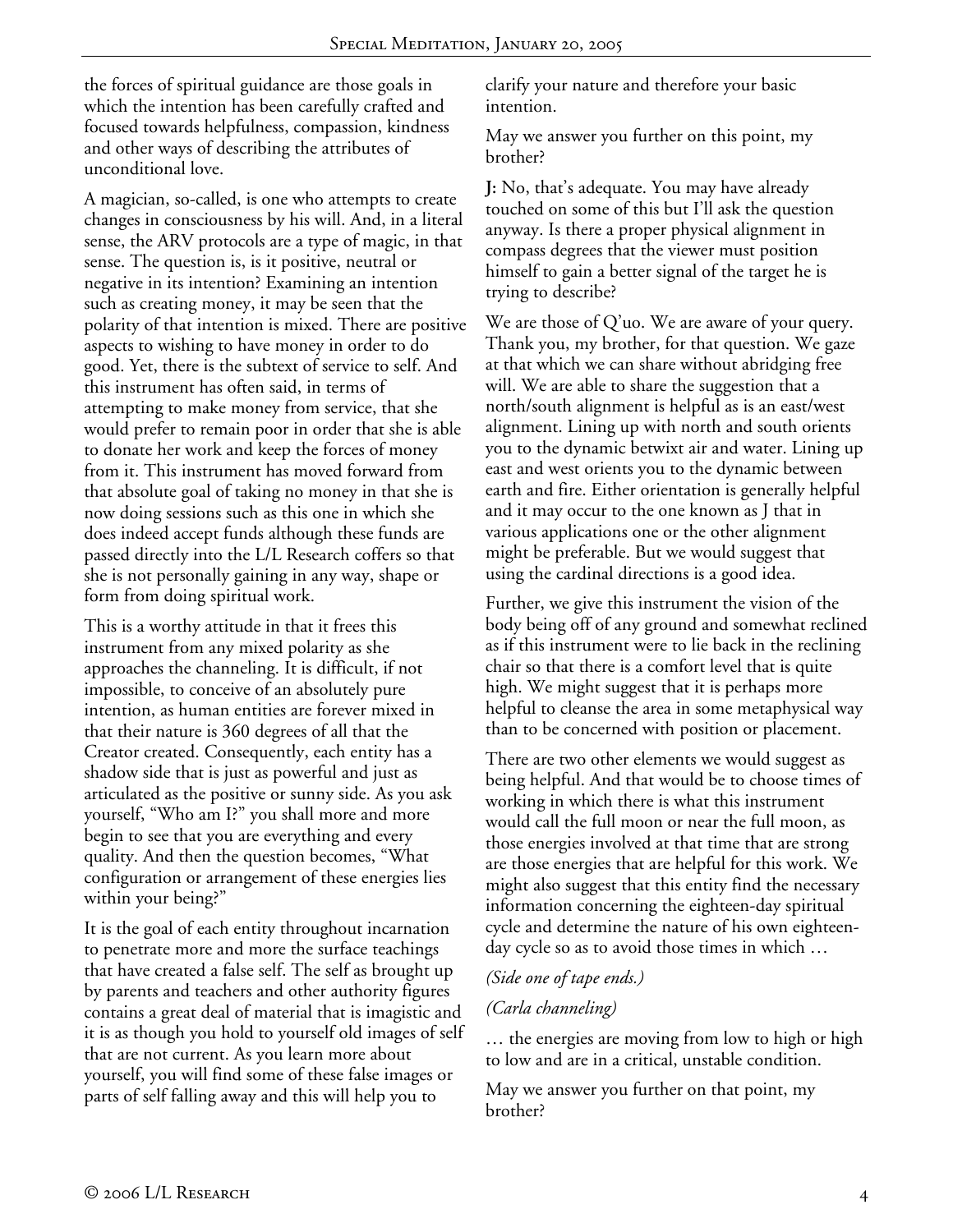the forces of spiritual guidance are those goals in which the intention has been carefully crafted and focused towards helpfulness, compassion, kindness and other ways of describing the attributes of unconditional love.

A magician, so-called, is one who attempts to create changes in consciousness by his will. And, in a literal sense, the ARV protocols are a type of magic, in that sense. The question is, is it positive, neutral or negative in its intention? Examining an intention such as creating money, it may be seen that the polarity of that intention is mixed. There are positive aspects to wishing to have money in order to do good. Yet, there is the subtext of service to self. And this instrument has often said, in terms of attempting to make money from service, that she would prefer to remain poor in order that she is able to donate her work and keep the forces of money from it. This instrument has moved forward from that absolute goal of taking no money in that she is now doing sessions such as this one in which she does indeed accept funds although these funds are passed directly into the L/L Research coffers so that she is not personally gaining in any way, shape or form from doing spiritual work.

This is a worthy attitude in that it frees this instrument from any mixed polarity as she approaches the channeling. It is difficult, if not impossible, to conceive of an absolutely pure intention, as human entities are forever mixed in that their nature is 360 degrees of all that the Creator created. Consequently, each entity has a shadow side that is just as powerful and just as articulated as the positive or sunny side. As you ask yourself, "Who am I?" you shall more and more begin to see that you are everything and every quality. And then the question becomes, "What configuration or arrangement of these energies lies within your being?"

It is the goal of each entity throughout incarnation to penetrate more and more the surface teachings that have created a false self. The self as brought up by parents and teachers and other authority figures contains a great deal of material that is imagistic and it is as though you hold to yourself old images of self that are not current. As you learn more about yourself, you will find some of these false images or parts of self falling away and this will help you to clarify your nature and therefore your basic intention.

May we answer you further on this point, my brother?

**J:** No, that's adequate. You may have already touched on some of this but I'll ask the question anyway. Is there a proper physical alignment in compass degrees that the viewer must position himself to gain a better signal of the target he is trying to describe?

We are those of Q'uo. We are aware of your query. Thank you, my brother, for that question. We gaze at that which we can share without abridging free will. We are able to share the suggestion that a north/south alignment is helpful as is an east/west alignment. Lining up with north and south orients you to the dynamic betwixt air and water. Lining up east and west orients you to the dynamic between earth and fire. Either orientation is generally helpful and it may occur to the one known as J that in various applications one or the other alignment might be preferable. But we would suggest that using the cardinal directions is a good idea.

Further, we give this instrument the vision of the body being off of any ground and somewhat reclined as if this instrument were to lie back in the reclining chair so that there is a comfort level that is quite high. We might suggest that it is perhaps more helpful to cleanse the area in some metaphysical way than to be concerned with position or placement.

There are two other elements we would suggest as being helpful. And that would be to choose times of working in which there is what this instrument would call the full moon or near the full moon, as those energies involved at that time that are strong are those energies that are helpful for this work. We might also suggest that this entity find the necessary information concerning the eighteen-day spiritual cycle and determine the nature of his own eighteen-day cycle so as to avoid those times in which …

*(Side one of tape ends.)*

*(Carla channeling)*

… the energies are moving from low to high or high to low and are in a critical, unstable condition.

May we answer you further on that point, my brother?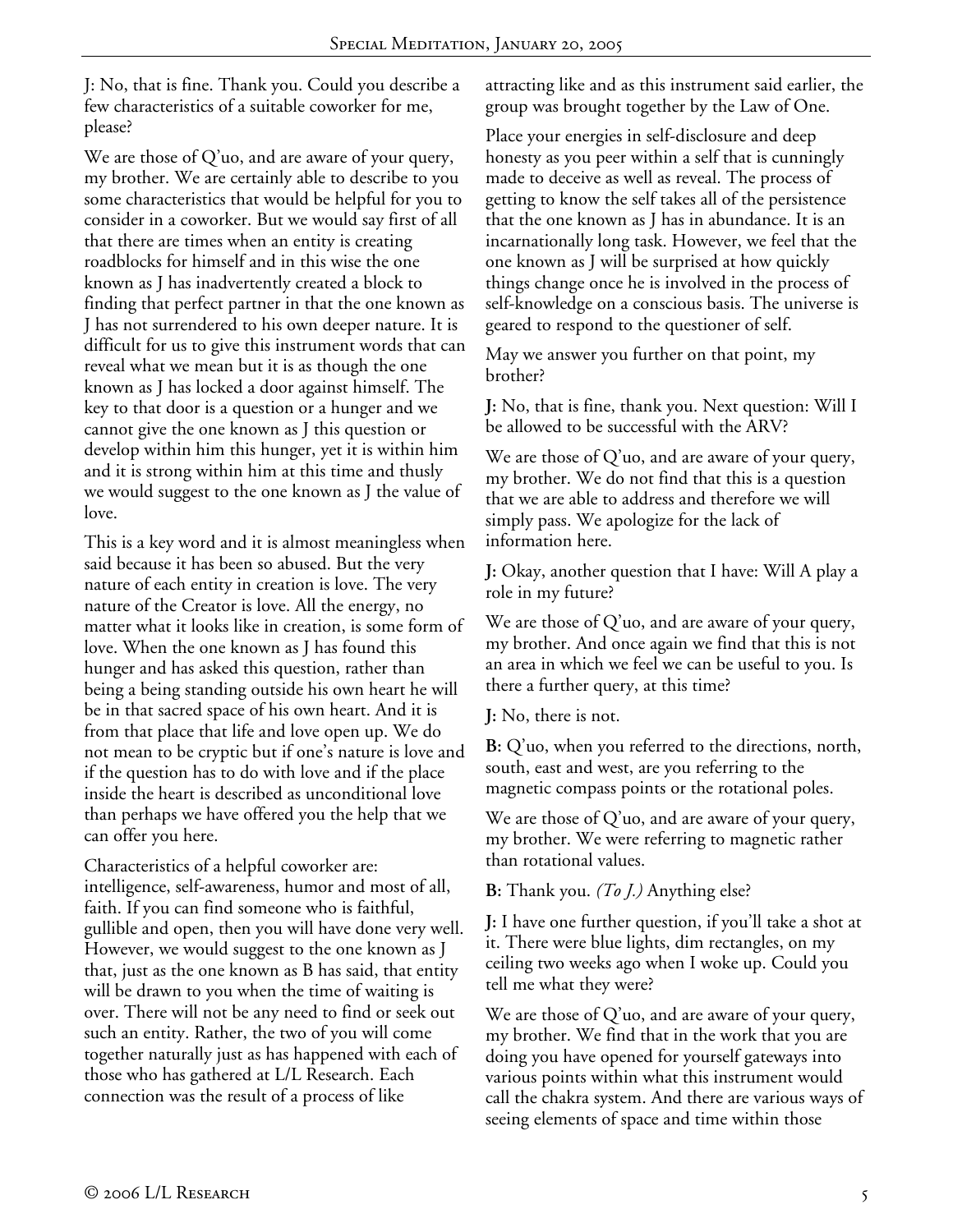J: No, that is fine. Thank you. Could you describe a few characteristics of a suitable coworker for me, please?

We are those of Q'uo, and are aware of your query, my brother. We are certainly able to describe to you some characteristics that would be helpful for you to consider in a coworker. But we would say first of all that there are times when an entity is creating roadblocks for himself and in this wise the one known as J has inadvertently created a block to finding that perfect partner in that the one known as J has not surrendered to his own deeper nature. It is difficult for us to give this instrument words that can reveal what we mean but it is as though the one known as J has locked a door against himself. The key to that door is a question or a hunger and we cannot give the one known as J this question or develop within him this hunger, yet it is within him and it is strong within him at this time and thusly we would suggest to the one known as J the value of love.

This is a key word and it is almost meaningless when said because it has been so abused. But the very nature of each entity in creation is love. The very nature of the Creator is love. All the energy, no matter what it looks like in creation, is some form of love. When the one known as J has found this hunger and has asked this question, rather than being a being standing outside his own heart he will be in that sacred space of his own heart. And it is from that place that life and love open up. We do not mean to be cryptic but if one's nature is love and if the question has to do with love and if the place inside the heart is described as unconditional love than perhaps we have offered you the help that we can offer you here.

Characteristics of a helpful coworker are: intelligence, self-awareness, humor and most of all, faith. If you can find someone who is faithful, gullible and open, then you will have done very well. However, we would suggest to the one known as J that, just as the one known as B has said, that entity will be drawn to you when the time of waiting is over. There will not be any need to find or seek out such an entity. Rather, the two of you will come together naturally just as has happened with each of those who has gathered at L/L Research. Each connection was the result of a process of like attracting like and as this instrument said earlier, the group was brought together by the Law of One.

Place your energies in self-disclosure and deep honesty as you peer within a self that is cunningly made to deceive as well as reveal. The process of getting to know the self takes all of the persistence that the one known as J has in abundance. It is an incarnationally long task. However, we feel that the one known as J will be surprised at how quickly things change once he is involved in the process of self-knowledge on a conscious basis. The universe is geared to respond to the questioner of self.

May we answer you further on that point, my brother?

**J:** No, that is fine, thank you. Next question: Will I be allowed to be successful with the ARV?

We are those of Q'uo, and are aware of your query, my brother. We do not find that this is a question that we are able to address and therefore we will simply pass. We apologize for the lack of information here.

**J:** Okay, another question that I have: Will A play a role in my future?

We are those of Q'uo, and are aware of your query, my brother. And once again we find that this is not an area in which we feel we can be useful to you. Is there a further query, at this time?

**J:** No, there is not.

**B:** Q'uo, when you referred to the directions, north, south, east and west, are you referring to the magnetic compass points or the rotational poles.

We are those of Q'uo, and are aware of your query, my brother. We were referring to magnetic rather than rotational values.

**B:** Thank you. *(To J.)* Anything else?

**J:** I have one further question, if you'll take a shot at it. There were blue lights, dim rectangles, on my ceiling two weeks ago when I woke up. Could you tell me what they were?

We are those of Q'uo, and are aware of your query, my brother. We find that in the work that you are doing you have opened for yourself gateways into various points within what this instrument would call the chakra system. And there are various ways of seeing elements of space and time within those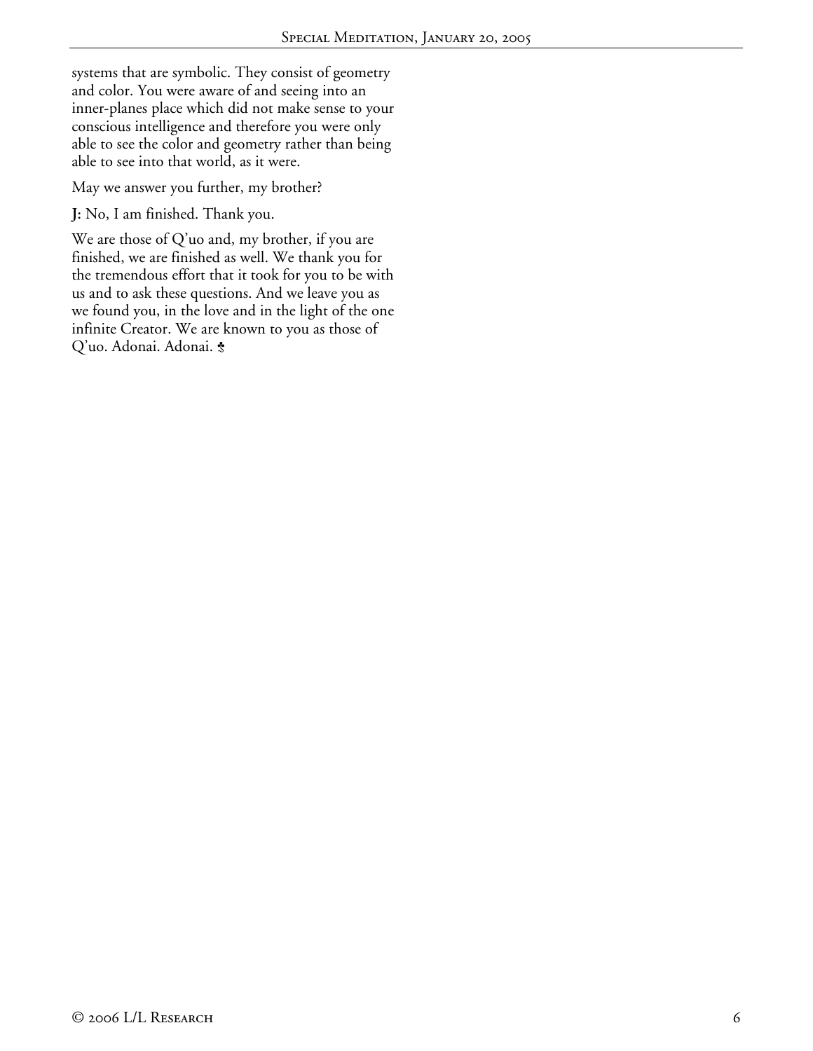systems that are symbolic. They consist of geometry and color. You were aware of and seeing into an inner-planes place which did not make sense to your conscious intelligence and therefore you were only able to see the color and geometry rather than being able to see into that world, as it were.

May we answer you further, my brother?

**J:** No, I am finished. Thank you.

We are those of Q'uo and, my brother, if you are finished, we are finished as well. We thank you for the tremendous effort that it took for you to be with us and to ask these questions. And we leave you as we found you, in the love and in the light of the one infinite Creator. We are known to you as those of Q'uo. Adonai. Adonai.